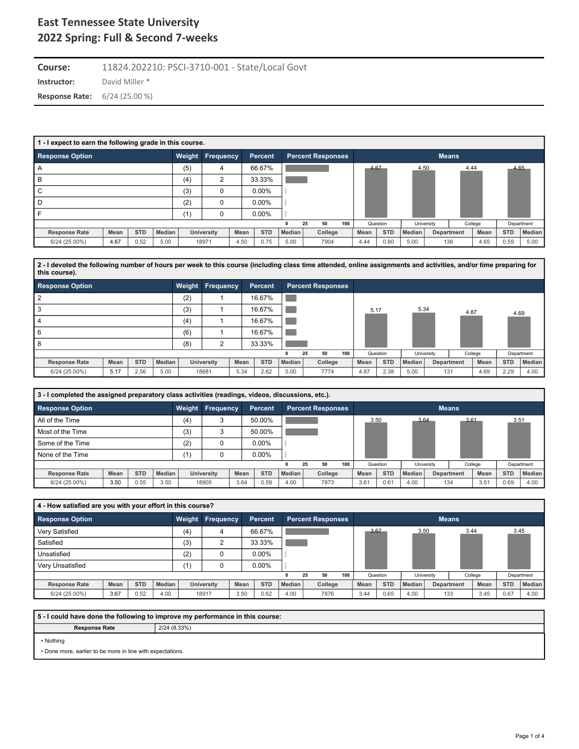# East Tennessee State University
# 2022 Spring: Full & Second 7-weeks

**Course:** 11824.202210: PSCI-3710-001 - State/Local Govt

**Instructor:** David Miller *

**Response Rate:** 6/24 (25.00 %)

### 1 - I expect to earn the following grade in this course.

| Response Option | Weight | Frequency | Percent |
|---|---|---|---|
| A | (5) | 4 | 66.67% |
| B | (4) | 2 | 33.33% |
| C | (3) | 0 | 0.00% |
| D | (2) | 0 | 0.00% |
| F | (1) | 0 | 0.00% |

Means: Question 4.67, University 4.50, College 4.44, Department 4.65

| Response Rate | Mean | STD | Median | University | Mean | STD | Median | College | Mean | STD | Median | Department | Mean | STD | Median |
|---|---|---|---|---|---|---|---|---|---|---|---|---|---|---|---|
| 6/24 (25.00%) | 4.67 | 0.52 | 5.00 | 18971 | 4.50 | 0.75 | 5.00 | 7904 | 4.44 | 0.80 | 5.00 | 136 | 4.65 | 0.59 | 5.00 |

### 2 - I devoted the following number of hours per week to this course (including class time attended, online assignments and activities, and/or time preparing for this course).

| Response Option | Weight | Frequency | Percent |
|---|---|---|---|
| 2 | (2) | 1 | 16.67% |
| 3 | (3) | 1 | 16.67% |
| 4 | (4) | 1 | 16.67% |
| 6 | (6) | 1 | 16.67% |
| 8 | (8) | 2 | 33.33% |

Means: Question 5.17, University 5.34, College 4.87, Department 4.69

| Response Rate | Mean | STD | Median | University | Mean | STD | Median | College | Mean | STD | Median | Department | Mean | STD | Median |
|---|---|---|---|---|---|---|---|---|---|---|---|---|---|---|---|
| 6/24 (25.00%) | 5.17 | 2.56 | 5.00 | 18681 | 5.34 | 2.62 | 5.00 | 7774 | 4.87 | 2.38 | 5.00 | 131 | 4.69 | 2.29 | 4.00 |

### 3 - I completed the assigned preparatory class activities (readings, videos, discussions, etc.).

| Response Option | Weight | Frequency | Percent |
|---|---|---|---|
| All of the Time | (4) | 3 | 50.00% |
| Most of the Time | (3) | 3 | 50.00% |
| Some of the Time | (2) | 0 | 0.00% |
| None of the Time | (1) | 0 | 0.00% |

Means: Question 3.50, University 3.64, College 3.61, Department 3.51

| Response Rate | Mean | STD | Median | University | Mean | STD | Median | College | Mean | STD | Median | Department | Mean | STD | Median |
|---|---|---|---|---|---|---|---|---|---|---|---|---|---|---|---|
| 6/24 (25.00%) | 3.50 | 0.55 | 3.50 | 18905 | 3.64 | 0.59 | 4.00 | 7873 | 3.61 | 0.61 | 4.00 | 134 | 3.51 | 0.69 | 4.00 |

### 4 - How satisfied are you with your effort in this course?

| Response Option | Weight | Frequency | Percent |
|---|---|---|---|
| Very Satisfied | (4) | 4 | 66.67% |
| Satisfied | (3) | 2 | 33.33% |
| Unsatisfied | (2) | 0 | 0.00% |
| Very Unsatisfied | (1) | 0 | 0.00% |

Means: Question 3.67, University 3.50, College 3.44, Department 3.45

| Response Rate | Mean | STD | Median | University | Mean | STD | Median | College | Mean | STD | Median | Department | Mean | STD | Median |
|---|---|---|---|---|---|---|---|---|---|---|---|---|---|---|---|
| 6/24 (25.00%) | 3.67 | 0.52 | 4.00 | 18917 | 3.50 | 0.62 | 4.00 | 7876 | 3.44 | 0.65 | 4.00 | 133 | 3.45 | 0.67 | 4.00 |

### 5 - I could have done the following to improve my performance in this course:

**Response Rate:** 2/24 (8.33%)

- Nothing
- Done more, earlier to be more in line with expectations.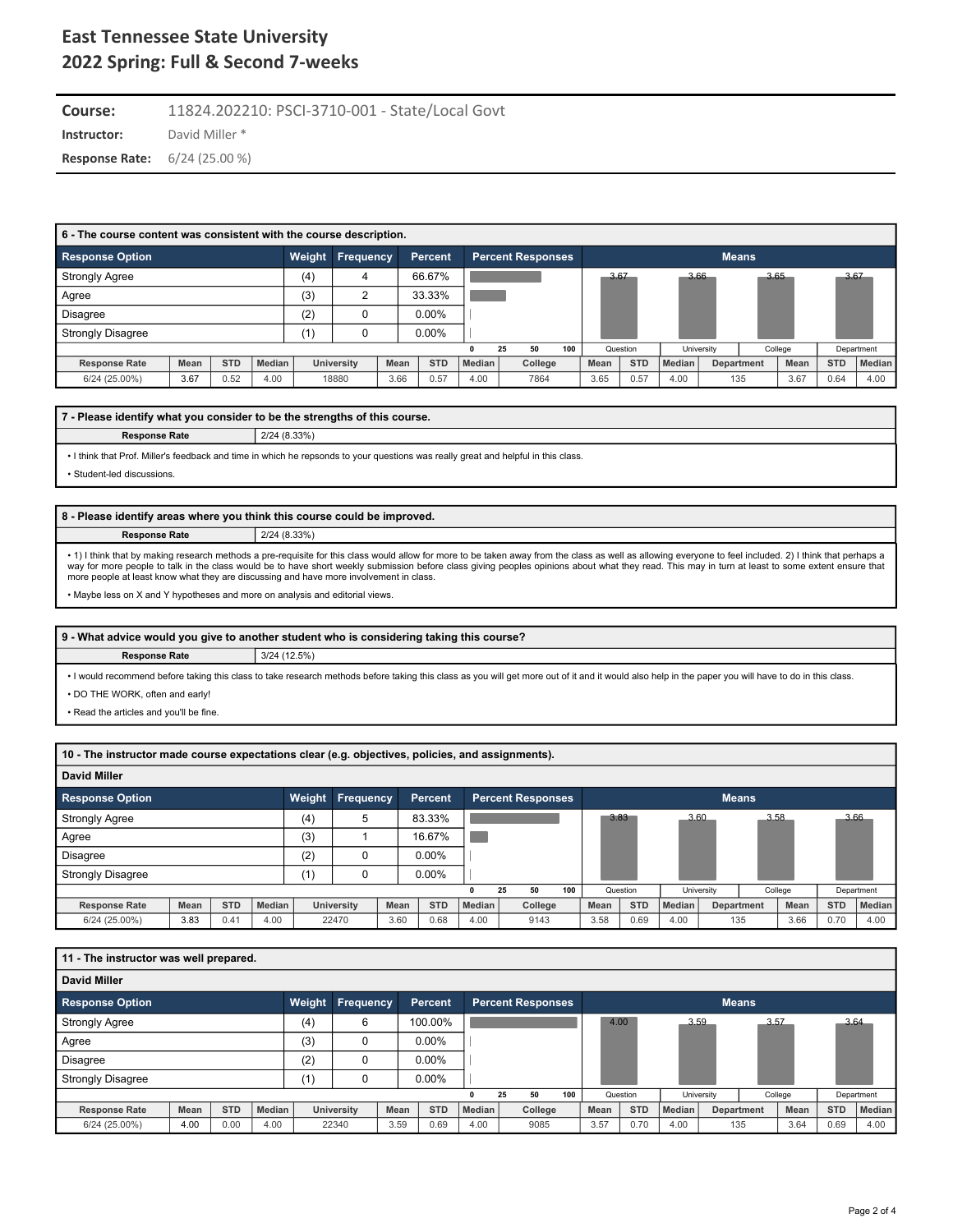# East Tennessee State University
# 2022 Spring: Full & Second 7-weeks

**Course:** 11824.202210: PSCI-3710-001 - State/Local Govt

**Instructor:** David Miller *

**Response Rate:** 6/24 (25.00 %)

### 6 - The course content was consistent with the course description.

| Response Option | Weight | Frequency | Percent |
|---|---|---|---|
| Strongly Agree | (4) | 4 | 66.67% |
| Agree | (3) | 2 | 33.33% |
| Disagree | (2) | 0 | 0.00% |
| Strongly Disagree | (1) | 0 | 0.00% |

Means: Question 3.67, University 3.66, College 3.65, Department 3.67

| Response Rate | Mean | STD | Median | University | Mean | STD | Median | College | Mean | STD | Median | Department | Mean | STD | Median |
|---|---|---|---|---|---|---|---|---|---|---|---|---|---|---|---|
| 6/24 (25.00%) | 3.67 | 0.52 | 4.00 | 18880 | 3.66 | 0.57 | 4.00 | 7864 | 3.65 | 0.57 | 4.00 | 135 | 3.67 | 0.64 | 4.00 |

### 7 - Please identify what you consider to be the strengths of this course.

**Response Rate:** 2/24 (8.33%)

- I think that Prof. Miller's feedback and time in which he repsonds to your questions was really great and helpful in this class.
- Student-led discussions.

### 8 - Please identify areas where you think this course could be improved.

**Response Rate:** 2/24 (8.33%)

- 1) I think that by making research methods a pre-requisite for this class would allow for more to be taken away from the class as well as allowing everyone to feel included. 2) I think that perhaps a way for more people to talk in the class would be to have short weekly submission before class giving peoples opinions about what they read. This may in turn at least to some extent ensure that more people at least know what they are discussing and have more involvement in class.
- Maybe less on X and Y hypotheses and more on analysis and editorial views.

### 9 - What advice would you give to another student who is considering taking this course?

**Response Rate:** 3/24 (12.5%)

- I would recommend before taking this class to take research methods before taking this class as you will get more out of it and it would also help in the paper you will have to do in this class.
- DO THE WORK, often and early!
- Read the articles and you'll be fine.

### 10 - The instructor made course expectations clear (e.g. objectives, policies, and assignments).

**David Miller**

| Response Option | Weight | Frequency | Percent |
|---|---|---|---|
| Strongly Agree | (4) | 5 | 83.33% |
| Agree | (3) | 1 | 16.67% |
| Disagree | (2) | 0 | 0.00% |
| Strongly Disagree | (1) | 0 | 0.00% |

Means: Question 3.83, University 3.60, College 3.58, Department 3.66

| Response Rate | Mean | STD | Median | University | Mean | STD | Median | College | Mean | STD | Median | Department | Mean | STD | Median |
|---|---|---|---|---|---|---|---|---|---|---|---|---|---|---|---|
| 6/24 (25.00%) | 3.83 | 0.41 | 4.00 | 22470 | 3.60 | 0.68 | 4.00 | 9143 | 3.58 | 0.69 | 4.00 | 135 | 3.66 | 0.70 | 4.00 |

### 11 - The instructor was well prepared.

**David Miller**

| Response Option | Weight | Frequency | Percent |
|---|---|---|---|
| Strongly Agree | (4) | 6 | 100.00% |
| Agree | (3) | 0 | 0.00% |
| Disagree | (2) | 0 | 0.00% |
| Strongly Disagree | (1) | 0 | 0.00% |

Means: Question 4.00, University 3.59, College 3.57, Department 3.64

| Response Rate | Mean | STD | Median | University | Mean | STD | Median | College | Mean | STD | Median | Department | Mean | STD | Median |
|---|---|---|---|---|---|---|---|---|---|---|---|---|---|---|---|
| 6/24 (25.00%) | 4.00 | 0.00 | 4.00 | 22340 | 3.59 | 0.69 | 4.00 | 9085 | 3.57 | 0.70 | 4.00 | 135 | 3.64 | 0.69 | 4.00 |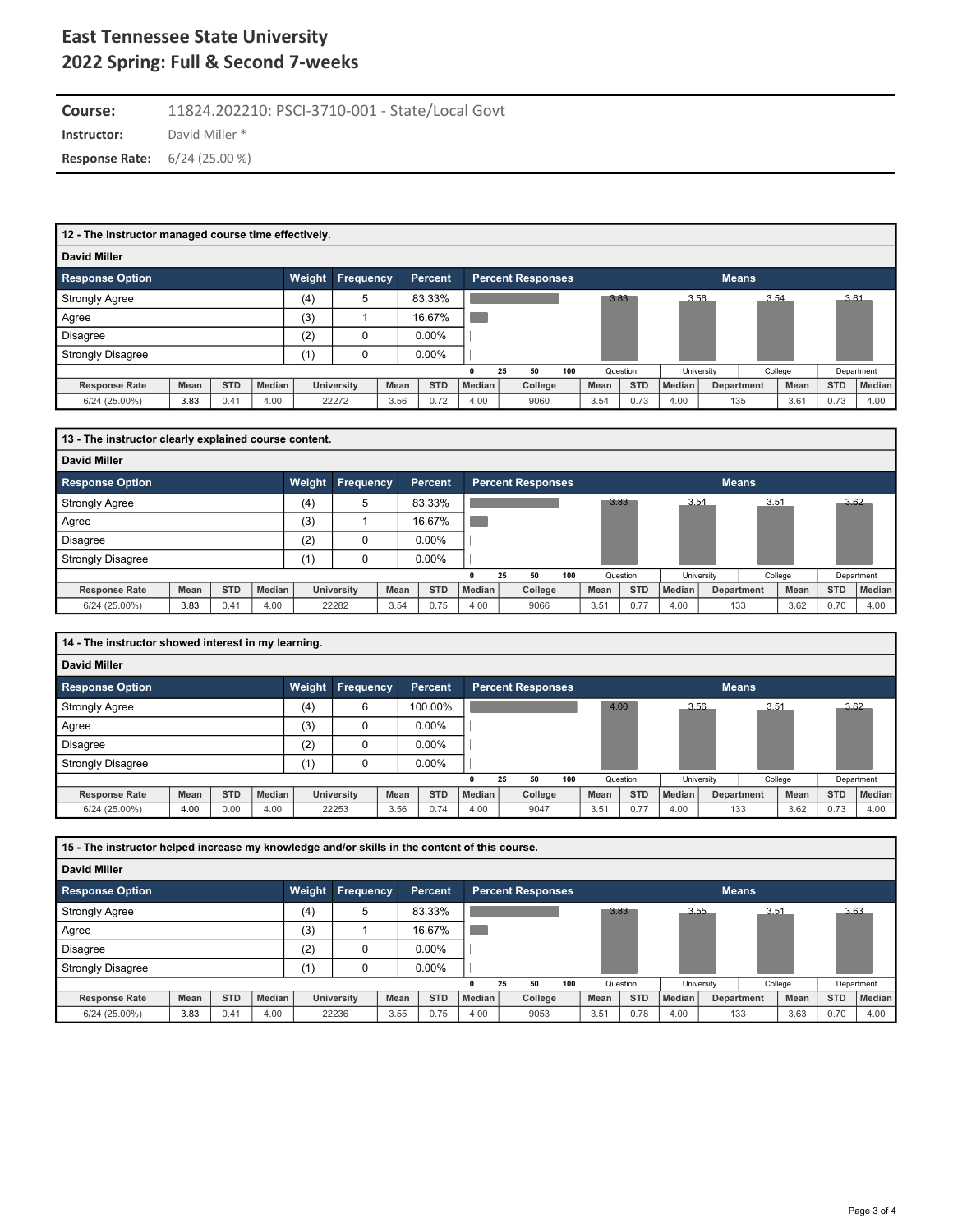## East Tennessee State University
## 2022 Spring: Full & Second 7-weeks

**Course:** 11824.202210: PSCI-3710-001 - State/Local Govt

**Instructor:** David Miller *

**Response Rate:** 6/24 (25.00 %)

### 12 - The instructor managed course time effectively.

**David Miller**

| Response Option | Weight | Frequency | Percent |
|---|---|---|---|
| Strongly Agree | (4) | 5 | 83.33% |
| Agree | (3) | 1 | 16.67% |
| Disagree | (2) | 0 | 0.00% |
| Strongly Disagree | (1) | 0 | 0.00% |

Means: Question 3.83, University 3.56, College 3.54, Department 3.61

| Response Rate | Mean | STD | Median | University | Mean | STD | Median | College | Mean | STD | Median | Department | Mean | STD | Median |
|---|---|---|---|---|---|---|---|---|---|---|---|---|---|---|---|
| 6/24 (25.00%) | 3.83 | 0.41 | 4.00 | 22272 | 3.56 | 0.72 | 4.00 | 9060 | 3.54 | 0.73 | 4.00 | 135 | 3.61 | 0.73 | 4.00 |

### 13 - The instructor clearly explained course content.

**David Miller**

| Response Option | Weight | Frequency | Percent |
|---|---|---|---|
| Strongly Agree | (4) | 5 | 83.33% |
| Agree | (3) | 1 | 16.67% |
| Disagree | (2) | 0 | 0.00% |
| Strongly Disagree | (1) | 0 | 0.00% |

Means: Question 3.83, University 3.54, College 3.51, Department 3.62

| Response Rate | Mean | STD | Median | University | Mean | STD | Median | College | Mean | STD | Median | Department | Mean | STD | Median |
|---|---|---|---|---|---|---|---|---|---|---|---|---|---|---|---|
| 6/24 (25.00%) | 3.83 | 0.41 | 4.00 | 22282 | 3.54 | 0.75 | 4.00 | 9066 | 3.51 | 0.77 | 4.00 | 133 | 3.62 | 0.70 | 4.00 |

### 14 - The instructor showed interest in my learning.

**David Miller**

| Response Option | Weight | Frequency | Percent |
|---|---|---|---|
| Strongly Agree | (4) | 6 | 100.00% |
| Agree | (3) | 0 | 0.00% |
| Disagree | (2) | 0 | 0.00% |
| Strongly Disagree | (1) | 0 | 0.00% |

Means: Question 4.00, University 3.56, College 3.51, Department 3.62

| Response Rate | Mean | STD | Median | University | Mean | STD | Median | College | Mean | STD | Median | Department | Mean | STD | Median |
|---|---|---|---|---|---|---|---|---|---|---|---|---|---|---|---|
| 6/24 (25.00%) | 4.00 | 0.00 | 4.00 | 22253 | 3.56 | 0.74 | 4.00 | 9047 | 3.51 | 0.77 | 4.00 | 133 | 3.62 | 0.73 | 4.00 |

### 15 - The instructor helped increase my knowledge and/or skills in the content of this course.

**David Miller**

| Response Option | Weight | Frequency | Percent |
|---|---|---|---|
| Strongly Agree | (4) | 5 | 83.33% |
| Agree | (3) | 1 | 16.67% |
| Disagree | (2) | 0 | 0.00% |
| Strongly Disagree | (1) | 0 | 0.00% |

Means: Question 3.83, University 3.55, College 3.51, Department 3.63

| Response Rate | Mean | STD | Median | University | Mean | STD | Median | College | Mean | STD | Median | Department | Mean | STD | Median |
|---|---|---|---|---|---|---|---|---|---|---|---|---|---|---|---|
| 6/24 (25.00%) | 3.83 | 0.41 | 4.00 | 22236 | 3.55 | 0.75 | 4.00 | 9053 | 3.51 | 0.78 | 4.00 | 133 | 3.63 | 0.70 | 4.00 |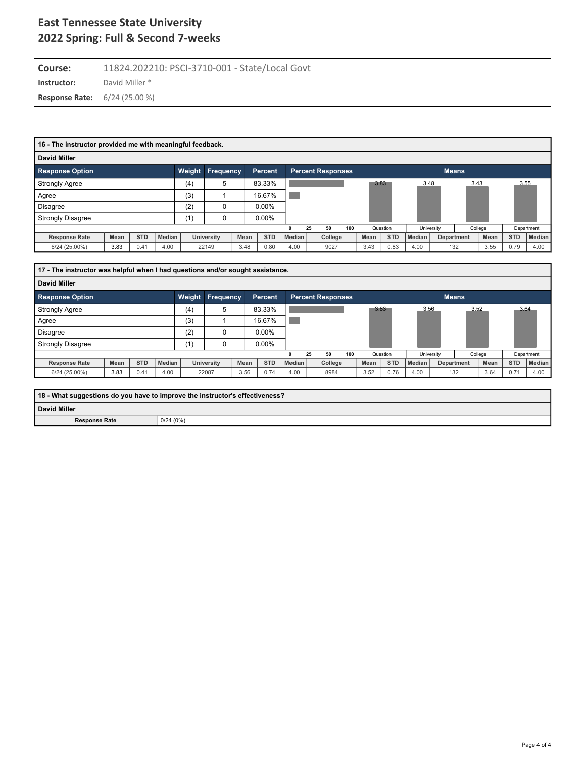# East Tennessee State University
## 2022 Spring: Full & Second 7-weeks

**Course:** 11824.202210: PSCI-3710-001 - State/Local Govt
**Instructor:** David Miller *
**Response Rate:** 6/24 (25.00 %)

### 16 - The instructor provided me with meaningful feedback.

**David Miller**

| Response Option | Weight | Frequency | Percent |
|---|---|---|---|
| Strongly Agree | (4) | 5 | 83.33% |
| Agree | (3) | 1 | 16.67% |
| Disagree | (2) | 0 | 0.00% |
| Strongly Disagree | (1) | 0 | 0.00% |

Percent Responses: 0 25 50 100

Means
3.83 3.48 3.43 3.55
Question University College Department

| Response Rate | Mean | STD | Median | University | Mean | STD | Median | College | Mean | STD | Median | Department | Mean | STD | Median |
|---|---|---|---|---|---|---|---|---|---|---|---|---|---|---|---|
| 6/24 (25.00%) | 3.83 | 0.41 | 4.00 | 22149 | 3.48 | 0.80 | 4.00 | 9027 | 3.43 | 0.83 | 4.00 | 132 | 3.55 | 0.79 | 4.00 |

### 17 - The instructor was helpful when I had questions and/or sought assistance.

**David Miller**

| Response Option | Weight | Frequency | Percent |
|---|---|---|---|
| Strongly Agree | (4) | 5 | 83.33% |
| Agree | (3) | 1 | 16.67% |
| Disagree | (2) | 0 | 0.00% |
| Strongly Disagree | (1) | 0 | 0.00% |

Percent Responses: 0 25 50 100

Means
3.83 3.56 3.52 3.64
Question University College Department

| Response Rate | Mean | STD | Median | University | Mean | STD | Median | College | Mean | STD | Median | Department | Mean | STD | Median |
|---|---|---|---|---|---|---|---|---|---|---|---|---|---|---|---|
| 6/24 (25.00%) | 3.83 | 0.41 | 4.00 | 22087 | 3.56 | 0.74 | 4.00 | 8984 | 3.52 | 0.76 | 4.00 | 132 | 3.64 | 0.71 | 4.00 |

### 18 - What suggestions do you have to improve the instructor's effectiveness?

**David Miller**

| | |
|---|---|
| Response Rate | 0/24 (0%) |